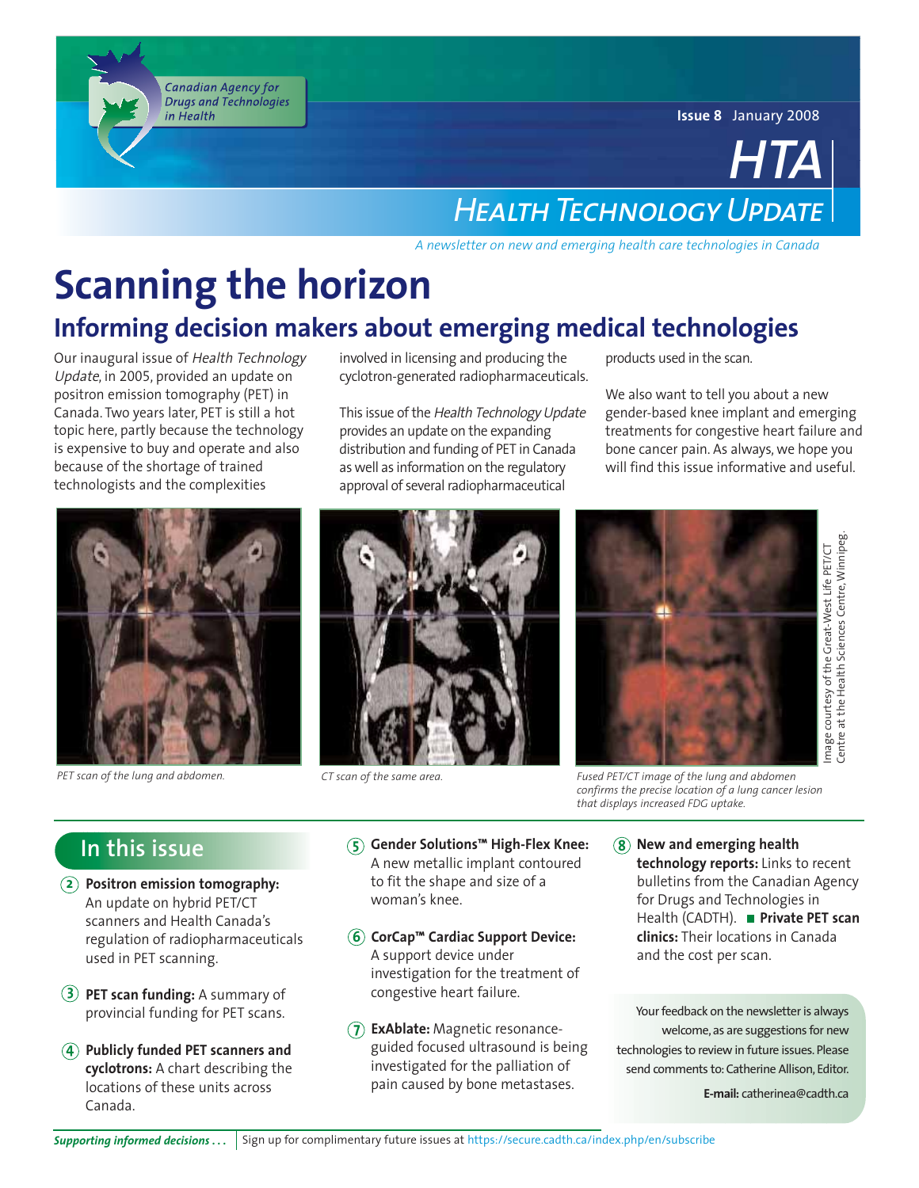Canadian Agency for Drugs and Technologies in Health

**Issue 8** January 2008

# HTA

## Health Technology Update

*A newsletter on new and emerging health care technologies in Canada*

# Scanning the horizon

## Informing decision makers about emerging medical technologies

Our inaugural issue of *Health Technology Update*, in 2005, provided an update on positron emission tomography (PET) in Canada. Two years later, PET is still a hot topic here, partly because the technology is expensive to buy and operate and also because of the shortage of trained technologists and the complexities involved in licensing and producing the cyclotron-generated radiopharmaceuticals.

This issue of the *Health Technology Update* provides an update on the expanding distribution and funding of PET in Canada as well as information on the regulatory approval of several radiopharmaceutical products used in the scan.

We also want to tell you about a new gender-based knee implant and emerging treatments for congestive heart failure and bone cancer pain. As always, we hope you will find this issue informative and useful.

*PET scan of the lung and abdomen.*

*CT scan of the same area.*

*Fused PET/CT image of the lung and abdomen confirms the precise location of a lung cancer lesion that displays increased FDG uptake.*

Image courtesy of the Great-West Life PET/CT Centre at the Health Sciences Centre, Winnipeg.

## In this issue

2. **Positron emission tomography:** An update on hybrid PET/CT scanners and Health Canada's regulation of radiopharmaceuticals used in PET scanning.
3. **PET scan funding:** A summary of provincial funding for PET scans.
4. **Publicly funded PET scanners and cyclotrons:** A chart describing the locations of these units across Canada.
5. **Gender Solutions™ High-Flex Knee:** A new metallic implant contoured to fit the shape and size of a woman's knee.
6. **CorCap™ Cardiac Support Device:** A support device under investigation for the treatment of congestive heart failure.
7. **ExAblate:** Magnetic resonance-guided focused ultrasound is being investigated for the palliation of pain caused by bone metastases.
8. **New and emerging health technology reports:** Links to recent bulletins from the Canadian Agency for Drugs and Technologies in Health (CADTH). ■ **Private PET scan clinics:** Their locations in Canada and the cost per scan.

Your feedback on the newsletter is always welcome, as are suggestions for new technologies to review in future issues. Please send comments to: Catherine Allison, Editor.

**E-mail:** catherinea@cadth.ca

***Supporting informed decisions . . .*** Sign up for complimentary future issues at https://secure.cadth.ca/index.php/en/subscribe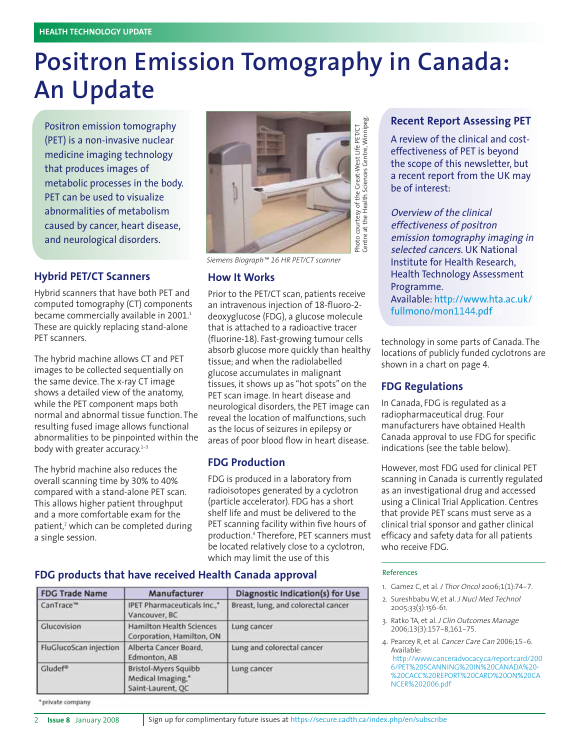HEALTH TECHNOLOGY UPDATE

# Positron Emission Tomography in Canada: An Update

Positron emission tomography (PET) is a non-invasive nuclear medicine imaging technology that produces images of metabolic processes in the body. PET can be used to visualize abnormalities of metabolism caused by cancer, heart disease, and neurological disorders.

## Hybrid PET/CT Scanners

Hybrid scanners that have both PET and computed tomography (CT) components became commercially available in 2001.[1] These are quickly replacing stand-alone PET scanners.

The hybrid machine allows CT and PET images to be collected sequentially on the same device. The x-ray CT image shows a detailed view of the anatomy, while the PET component maps both normal and abnormal tissue function. The resulting fused image allows functional abnormalities to be pinpointed within the body with greater accuracy.[1–3]

The hybrid machine also reduces the overall scanning time by 30% to 40% compared with a stand-alone PET scan. This allows higher patient throughput and a more comfortable exam for the patient,[2] which can be completed during a single session.

Photo courtesy of the Great-West Life PET/CT Centre at the Health Sciences Centre, Winnipeg.

*Siemens Biograph™ 16 HR PET/CT scanner*

## How It Works

Prior to the PET/CT scan, patients receive an intravenous injection of 18-fluoro-2-deoxyglucose (FDG), a glucose molecule that is attached to a radioactive tracer (fluorine-18). Fast-growing tumour cells absorb glucose more quickly than healthy tissue; and when the radiolabelled glucose accumulates in malignant tissues, it shows up as "hot spots" on the PET scan image. In heart disease and neurological disorders, the PET image can reveal the location of malfunctions, such as the locus of seizures in epilepsy or areas of poor blood flow in heart disease.

## FDG Production

FDG is produced in a laboratory from radioisotopes generated by a cyclotron (particle accelerator). FDG has a short shelf life and must be delivered to the PET scanning facility within five hours of production.[4] Therefore, PET scanners must be located relatively close to a cyclotron, which may limit the use of this technology in some parts of Canada. The locations of publicly funded cyclotrons are shown in a chart on page 4.

## Recent Report Assessing PET

A review of the clinical and cost-effectiveness of PET is beyond the scope of this newsletter, but a recent report from the UK may be of interest:

*Overview of the clinical effectiveness of positron emission tomography imaging in selected cancers.* UK National Institute for Health Research, Health Technology Assessment Programme.
Available: http://www.hta.ac.uk/fullmono/mon1144.pdf

## FDG Regulations

In Canada, FDG is regulated as a radiopharmaceutical drug. Four manufacturers have obtained Health Canada approval to use FDG for specific indications (see the table below).

However, most FDG used for clinical PET scanning in Canada is currently regulated as an investigational drug and accessed using a Clinical Trial Application. Centres that provide PET scans must serve as a clinical trial sponsor and gather clinical efficacy and safety data for all patients who receive FDG.

## FDG products that have received Health Canada approval

| FDG Trade Name | Manufacturer | Diagnostic Indication(s) for Use |
|---|---|---|
| CanTrace™ | IPET Pharmaceuticals Inc.,* Vancouver, BC | Breast, lung, and colorectal cancer |
| Glucovision | Hamilton Health Sciences Corporation, Hamilton, ON | Lung cancer |
| FluGlucoScan injection | Alberta Cancer Board, Edmonton, AB | Lung and colorectal cancer |
| Gludef® | Bristol-Myers Squibb Medical Imaging,* Saint-Laurent, QC | Lung cancer |

*private company

### References

1. Gamez C, et al. *J Thor Oncol* 2006;1(1):74–7.
2. Sureshbabu W, et al. *J Nucl Med Technol* 2005;33(3):156-61.
3. Ratko TA, et al. *J Clin Outcomes Manage* 2006;13(3):157–8,161–75.
4. Pearcey R, et al. *Cancer Care Can* 2006;15–6. Available: http://www.canceradvocacy.ca/reportcard/2006/PET%20SCANNING%20IN%20CANADA%20-%20CACC%20REPORT%20CARD%20ON%20CANCER%202006.pdf

Sign up for complimentary future issues at https://secure.cadth.ca/index.php/en/subscribe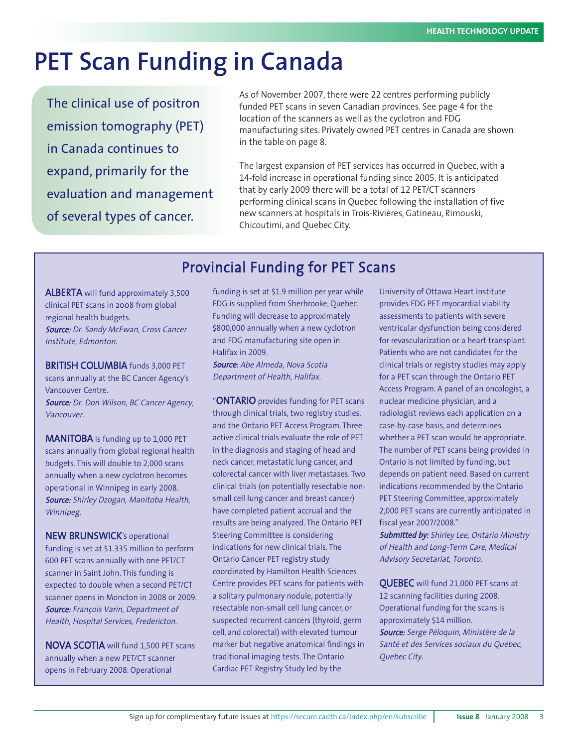# PET Scan Funding in Canada

The clinical use of positron emission tomography (PET) in Canada continues to expand, primarily for the evaluation and management of several types of cancer.

As of November 2007, there were 22 centres performing publicly funded PET scans in seven Canadian provinces. See page 4 for the location of the scanners as well as the cyclotron and FDG manufacturing sites. Privately owned PET centres in Canada are shown in the table on page 8.

The largest expansion of PET services has occurred in Quebec, with a 14-fold increase in operational funding since 2005. It is anticipated that by early 2009 there will be a total of 12 PET/CT scanners performing clinical scans in Quebec following the installation of five new scanners at hospitals in Trois-Rivières, Gatineau, Rimouski, Chicoutimi, and Quebec City.

## Provincial Funding for PET Scans

**ALBERTA** will fund approximately 3,500 clinical PET scans in 2008 from global regional health budgets.
***Source:*** *Dr. Sandy McEwan, Cross Cancer Institute, Edmonton.*

**BRITISH COLUMBIA** funds 3,000 PET scans annually at the BC Cancer Agency's Vancouver Centre.
***Source:*** *Dr. Don Wilson, BC Cancer Agency, Vancouver.*

**MANITOBA** is funding up to 1,000 PET scans annually from global regional health budgets. This will double to 2,000 scans annually when a new cyclotron becomes operational in Winnipeg in early 2008.
***Source:*** *Shirley Dzogan, Manitoba Health, Winnipeg.*

**NEW BRUNSWICK**'s operational funding is set at $1.335 million to perform 600 PET scans annually with one PET/CT scanner in Saint John. This funding is expected to double when a second PET/CT scanner opens in Moncton in 2008 or 2009.
***Source:*** *François Varin, Department of Health, Hospital Services, Fredericton.*

**NOVA SCOTIA** will fund 1,500 PET scans annually when a new PET/CT scanner opens in February 2008. Operational funding is set at $1.9 million per year while FDG is supplied from Sherbrooke, Quebec. Funding will decrease to approximately $800,000 annually when a new cyclotron and FDG manufacturing site open in Halifax in 2009.
***Source:*** *Abe Almeda, Nova Scotia Department of Health, Halifax.*

"**ONTARIO** provides funding for PET scans through clinical trials, two registry studies, and the Ontario PET Access Program. Three active clinical trials evaluate the role of PET in the diagnosis and staging of head and neck cancer, metastatic lung cancer, and colorectal cancer with liver metastases. Two clinical trials (on potentially resectable non-small cell lung cancer and breast cancer) have completed patient accrual and the results are being analyzed. The Ontario PET Steering Committee is considering indications for new clinical trials. The Ontario Cancer PET registry study coordinated by Hamilton Health Sciences Centre provides PET scans for patients with a solitary pulmonary nodule, potentially resectable non-small cell lung cancer, or suspected recurrent cancers (thyroid, germ cell, and colorectal) with elevated tumour marker but negative anatomical findings in traditional imaging tests. The Ontario Cardiac PET Registry Study led by the University of Ottawa Heart Institute provides FDG PET myocardial viability assessments to patients with severe ventricular dysfunction being considered for revascularization or a heart transplant. Patients who are not candidates for the clinical trials or registry studies may apply for a PET scan through the Ontario PET Access Program. A panel of an oncologist, a nuclear medicine physician, and a radiologist reviews each application on a case-by-case basis, and determines whether a PET scan would be appropriate. The number of PET scans being provided in Ontario is not limited by funding, but depends on patient need. Based on current indications recommended by the Ontario PET Steering Committee, approximately 2,000 PET scans are currently anticipated in fiscal year 2007/2008."
***Submitted by:*** *Shirley Lee, Ontario Ministry of Health and Long-Term Care, Medical Advisory Secretariat, Toronto.*

**QUEBEC** will fund 21,000 PET scans at 12 scanning facilities during 2008. Operational funding for the scans is approximately $14 million.
***Source:*** *Serge Péloquin, Ministère de la Santé et des Services sociaux du Québec, Quebec City.*

Sign up for complimentary future issues at https://secure.cadth.ca/index.php/en/subscribe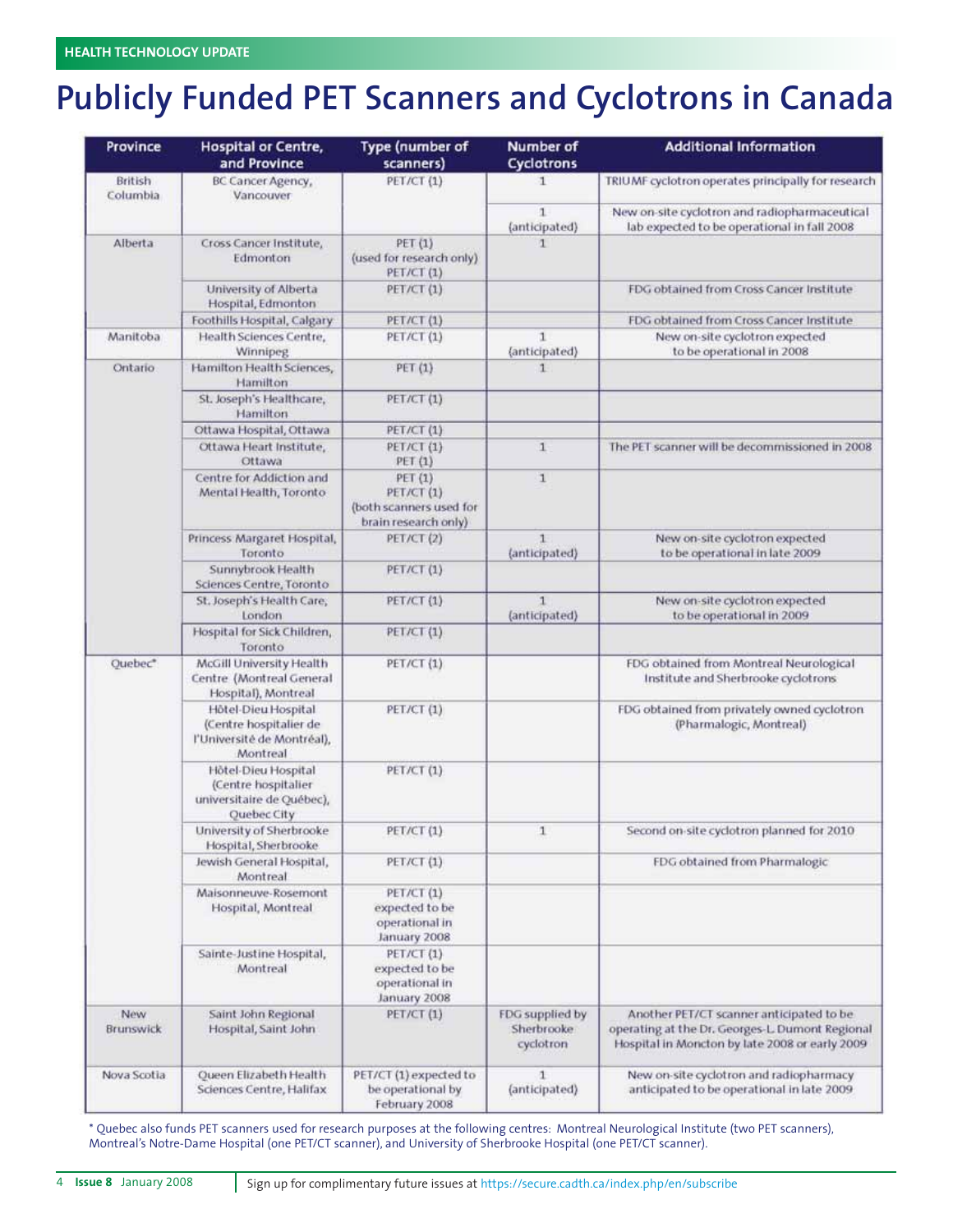HEALTH TECHNOLOGY UPDATE

# Publicly Funded PET Scanners and Cyclotrons in Canada

| Province | Hospital or Centre, and Province | Type (number of scanners) | Number of Cyclotrons | Additional Information |
|---|---|---|---|---|
| British Columbia | BC Cancer Agency, Vancouver | PET/CT (1) | 1 | TRIUMF cyclotron operates principally for research |
| | | | 1 (anticipated) | New on-site cyclotron and radiopharmaceutical lab expected to be operational in fall 2008 |
| Alberta | Cross Cancer Institute, Edmonton | PET (1) (used for research only) PET/CT (1) | 1 | |
| | University of Alberta Hospital, Edmonton | PET/CT (1) | | FDG obtained from Cross Cancer Institute |
| | Foothills Hospital, Calgary | PET/CT (1) | | FDG obtained from Cross Cancer Institute |
| Manitoba | Health Sciences Centre, Winnipeg | PET/CT (1) | 1 (anticipated) | New on-site cyclotron expected to be operational in 2008 |
| Ontario | Hamilton Health Sciences, Hamilton | PET (1) | 1 | |
| | St. Joseph's Healthcare, Hamilton | PET/CT (1) | | |
| | Ottawa Hospital, Ottawa | PET/CT (1) | | |
| | Ottawa Heart Institute, Ottawa | PET/CT (1) PET (1) | 1 | The PET scanner will be decommissioned in 2008 |
| | Centre for Addiction and Mental Health, Toronto | PET (1) PET/CT (1) (both scanners used for brain research only) | 1 | |
| | Princess Margaret Hospital, Toronto | PET/CT (2) | 1 (anticipated) | New on-site cyclotron expected to be operational in late 2009 |
| | Sunnybrook Health Sciences Centre, Toronto | PET/CT (1) | | |
| | St. Joseph's Health Care, London | PET/CT (1) | 1 (anticipated) | New on-site cyclotron expected to be operational in 2009 |
| | Hospital for Sick Children, Toronto | PET/CT (1) | | |
| Quebec* | McGill University Health Centre (Montreal General Hospital), Montreal | PET/CT (1) | | FDG obtained from Montreal Neurological Institute and Sherbrooke cyclotrons |
| | Hôtel-Dieu Hospital (Centre hospitalier de l'Université de Montréal), Montreal | PET/CT (1) | | FDG obtained from privately owned cyclotron (Pharmalogic, Montreal) |
| | Hôtel-Dieu Hospital (Centre hospitalier universitaire de Québec), Quebec City | PET/CT (1) | | |
| | University of Sherbrooke Hospital, Sherbrooke | PET/CT (1) | 1 | Second on-site cyclotron planned for 2010 |
| | Jewish General Hospital, Montreal | PET/CT (1) | | FDG obtained from Pharmalogic |
| | Maisonneuve-Rosemont Hospital, Montreal | PET/CT (1) expected to be operational in January 2008 | | |
| | Sainte-Justine Hospital, Montreal | PET/CT (1) expected to be operational in January 2008 | | |
| New Brunswick | Saint John Regional Hospital, Saint John | PET/CT (1) | FDG supplied by Sherbrooke cyclotron | Another PET/CT scanner anticipated to be operating at the Dr. Georges-L. Dumont Regional Hospital in Moncton by late 2008 or early 2009 |
| Nova Scotia | Queen Elizabeth Health Sciences Centre, Halifax | PET/CT (1) expected to be operational by February 2008 | 1 (anticipated) | New on-site cyclotron and radiopharmacy anticipated to be operational in late 2009 |

\* Quebec also funds PET scanners used for research purposes at the following centres: Montreal Neurological Institute (two PET scanners), Montreal's Notre-Dame Hospital (one PET/CT scanner), and University of Sherbrooke Hospital (one PET/CT scanner).

Sign up for complimentary future issues at https://secure.cadth.ca/index.php/en/subscribe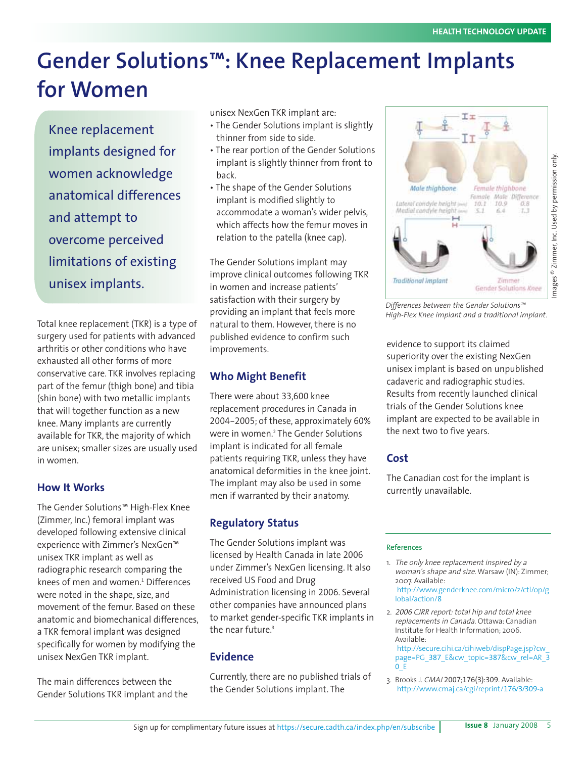# Gender Solutions™: Knee Replacement Implants for Women

Knee replacement implants designed for women acknowledge anatomical differences and attempt to overcome perceived limitations of existing unisex implants.

Total knee replacement (TKR) is a type of surgery used for patients with advanced arthritis or other conditions who have exhausted all other forms of more conservative care. TKR involves replacing part of the femur (thigh bone) and tibia (shin bone) with two metallic implants that will together function as a new knee. Many implants are currently available for TKR, the majority of which are unisex; smaller sizes are usually used in women.

## How It Works

The Gender Solutions™ High-Flex Knee (Zimmer, Inc.) femoral implant was developed following extensive clinical experience with Zimmer's NexGen™ unisex TKR implant as well as radiographic research comparing the knees of men and women.[1] Differences were noted in the shape, size, and movement of the femur. Based on these anatomic and biomechanical differences, a TKR femoral implant was designed specifically for women by modifying the unisex NexGen TKR implant.

The main differences between the Gender Solutions TKR implant and the unisex NexGen TKR implant are:

- The Gender Solutions implant is slightly thinner from side to side.
- The rear portion of the Gender Solutions implant is slightly thinner from front to back.
- The shape of the Gender Solutions implant is modified slightly to accommodate a woman's wider pelvis, which affects how the femur moves in relation to the patella (knee cap).

The Gender Solutions implant may improve clinical outcomes following TKR in women and increase patients' satisfaction with their surgery by providing an implant that feels more natural to them. However, there is no published evidence to confirm such improvements.

## Who Might Benefit

There were about 33,600 knee replacement procedures in Canada in 2004–2005; of these, approximately 60% were in women.[2] The Gender Solutions implant is indicated for all female patients requiring TKR, unless they have anatomical deformities in the knee joint. The implant may also be used in some men if warranted by their anatomy.

## Regulatory Status

The Gender Solutions implant was licensed by Health Canada in late 2006 under Zimmer's NexGen licensing. It also received US Food and Drug Administration licensing in 2006. Several other companies have announced plans to market gender-specific TKR implants in the near future.[3]

## Evidence

Currently, there are no published trials of the Gender Solutions implant. The evidence to support its claimed superiority over the existing NexGen unisex implant is based on unpublished cadaveric and radiographic studies. Results from recently launched clinical trials of the Gender Solutions knee implant are expected to be available in the next two to five years.

*Differences between the Gender Solutions™ High-Flex Knee implant and a traditional implant.*

Images © Zimmer, Inc. Used by permission only.

## Cost

The Canadian cost for the implant is currently unavailable.

### References

1. *The only knee replacement inspired by a woman's shape and size.* Warsaw (IN): Zimmer; 2007. Available: http://www.genderknee.com/micro/z/ctl/op/global/action/8
2. *2006 CJRR report: total hip and total knee replacements in Canada.* Ottawa: Canadian Institute for Health Information; 2006. Available: http://secure.cihi.ca/cihiweb/dispPage.jsp?cw_page=PG_387_E&cw_topic=387&cw_rel=AR_30_E
3. Brooks J. *CMAJ* 2007;176(3):309. Available: http://www.cmaj.ca/cgi/reprint/176/3/309-a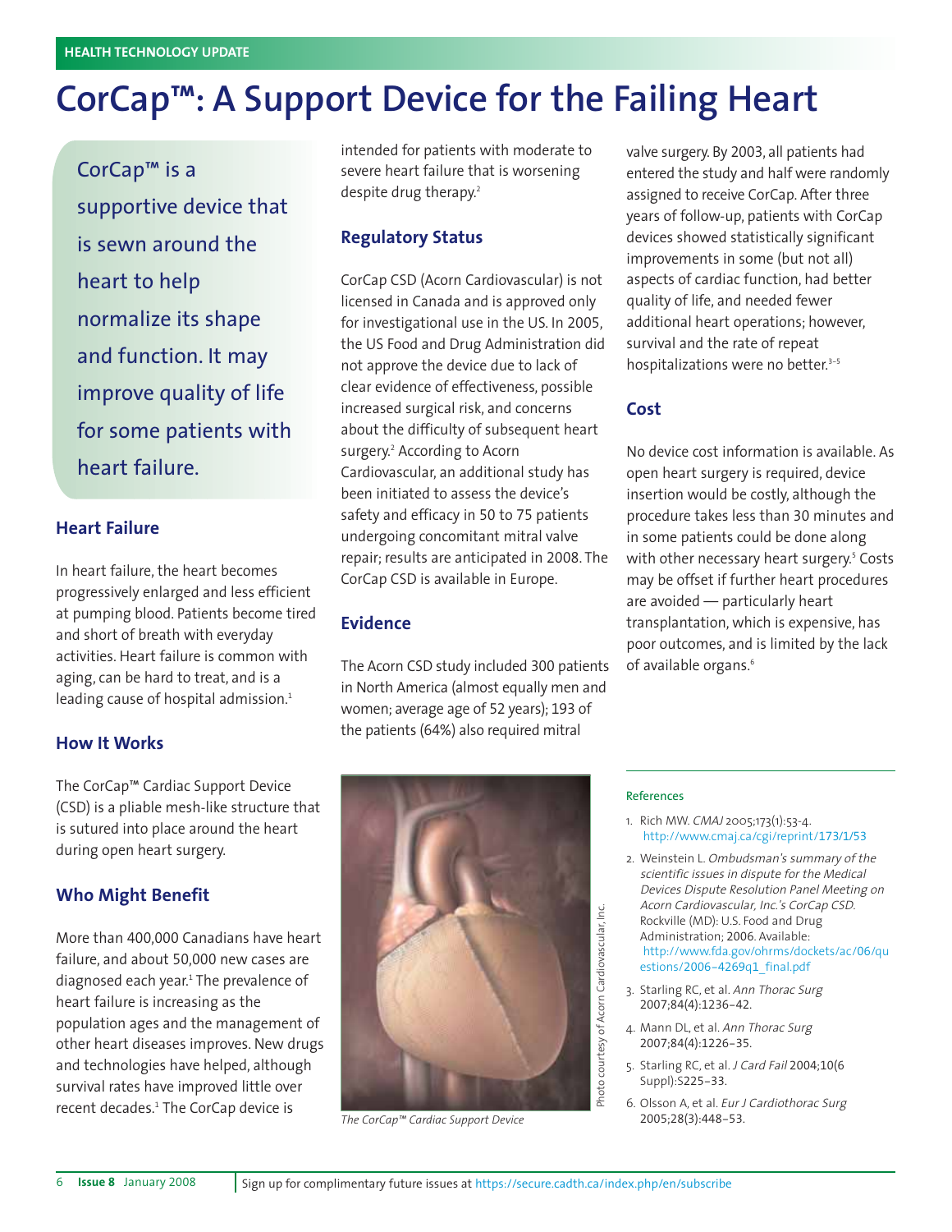HEALTH TECHNOLOGY UPDATE

# CorCap™: A Support Device for the Failing Heart

CorCap™ is a supportive device that is sewn around the heart to help normalize its shape and function. It may improve quality of life for some patients with heart failure.

## Heart Failure

In heart failure, the heart becomes progressively enlarged and less efficient at pumping blood. Patients become tired and short of breath with everyday activities. Heart failure is common with aging, can be hard to treat, and is a leading cause of hospital admission.[1]

## How It Works

The CorCap™ Cardiac Support Device (CSD) is a pliable mesh-like structure that is sutured into place around the heart during open heart surgery.

## Who Might Benefit

More than 400,000 Canadians have heart failure, and about 50,000 new cases are diagnosed each year.[1] The prevalence of heart failure is increasing as the population ages and the management of other heart diseases improves. New drugs and technologies have helped, although survival rates have improved little over recent decades.[1] The CorCap device is intended for patients with moderate to severe heart failure that is worsening despite drug therapy.[2]

## Regulatory Status

CorCap CSD (Acorn Cardiovascular) is not licensed in Canada and is approved only for investigational use in the US. In 2005, the US Food and Drug Administration did not approve the device due to lack of clear evidence of effectiveness, possible increased surgical risk, and concerns about the difficulty of subsequent heart surgery.[2] According to Acorn Cardiovascular, an additional study has been initiated to assess the device's safety and efficacy in 50 to 75 patients undergoing concomitant mitral valve repair; results are anticipated in 2008. The CorCap CSD is available in Europe.

## Evidence

The Acorn CSD study included 300 patients in North America (almost equally men and women; average age of 52 years); 193 of the patients (64%) also required mitral valve surgery. By 2003, all patients had entered the study and half were randomly assigned to receive CorCap. After three years of follow-up, patients with CorCap devices showed statistically significant improvements in some (but not all) aspects of cardiac function, had better quality of life, and needed fewer additional heart operations; however, survival and the rate of repeat hospitalizations were no better.[3–5]

## Cost

No device cost information is available. As open heart surgery is required, device insertion would be costly, although the procedure takes less than 30 minutes and in some patients could be done along with other necessary heart surgery.[5] Costs may be offset if further heart procedures are avoided — particularly heart transplantation, which is expensive, has poor outcomes, and is limited by the lack of available organs.[6]

*The CorCap™ Cardiac Support Device*

Photo courtesy of Acorn Cardiovascular, Inc.

### References

1. Rich MW. *CMAJ* 2005;173(1):53-4. http://www.cmaj.ca/cgi/reprint/173/1/53
2. Weinstein L. *Ombudsman's summary of the scientific issues in dispute for the Medical Devices Dispute Resolution Panel Meeting on Acorn Cardiovascular, Inc.'s CorCap CSD.* Rockville (MD): U.S. Food and Drug Administration; 2006. Available: http://www.fda.gov/ohrms/dockets/ac/06/questions/2006-4269q1_final.pdf
3. Starling RC, et al. *Ann Thorac Surg* 2007;84(4):1236–42.
4. Mann DL, et al. *Ann Thorac Surg* 2007;84(4):1226–35.
5. Starling RC, et al. *J Card Fail* 2004;10(6 Suppl):S225–33.
6. Olsson A, et al. *Eur J Cardiothorac Surg* 2005;28(3):448–53.

Sign up for complimentary future issues at https://secure.cadth.ca/index.php/en/subscribe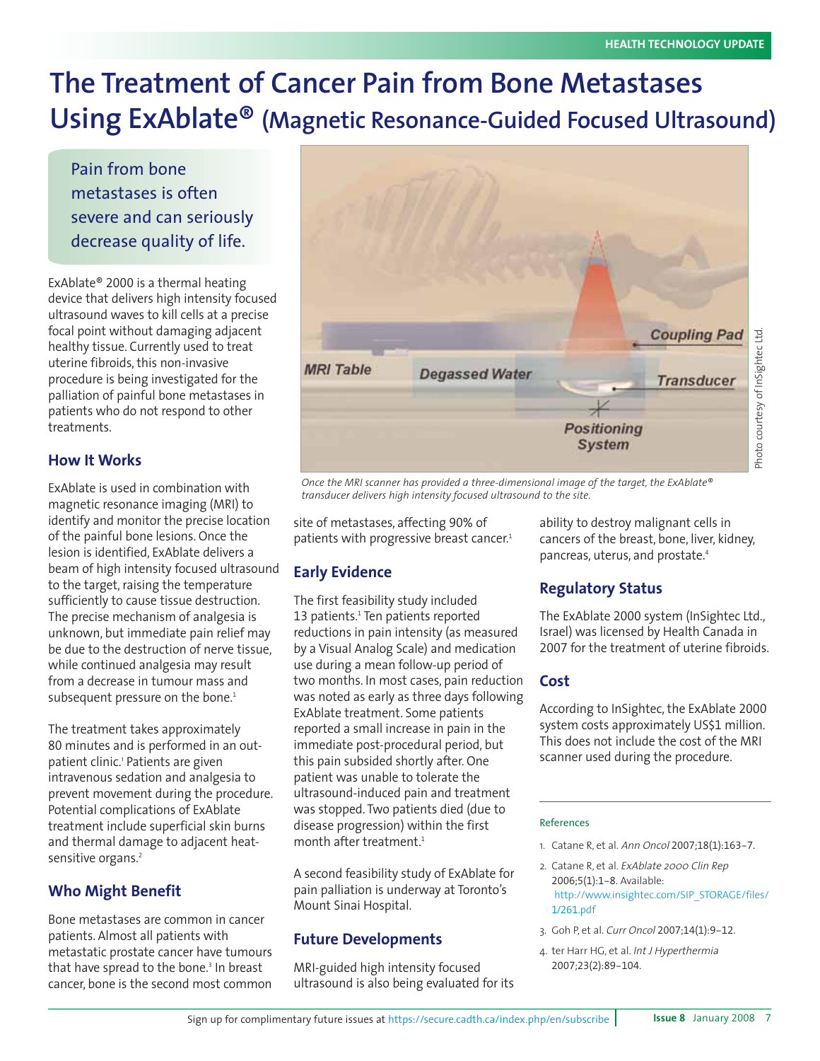# The Treatment of Cancer Pain from Bone Metastases Using ExAblate® (Magnetic Resonance-Guided Focused Ultrasound)

Pain from bone metastases is often severe and can seriously decrease quality of life.

ExAblate® 2000 is a thermal heating device that delivers high intensity focused ultrasound waves to kill cells at a precise focal point without damaging adjacent healthy tissue. Currently used to treat uterine fibroids, this non-invasive procedure is being investigated for the palliation of painful bone metastases in patients who do not respond to other treatments.

## How It Works

ExAblate is used in combination with magnetic resonance imaging (MRI) to identify and monitor the precise location of the painful bone lesions. Once the lesion is identified, ExAblate delivers a beam of high intensity focused ultrasound to the target, raising the temperature sufficiently to cause tissue destruction. The precise mechanism of analgesia is unknown, but immediate pain relief may be due to the destruction of nerve tissue, while continued analgesia may result from a decrease in tumour mass and subsequent pressure on the bone.[1]

The treatment takes approximately 80 minutes and is performed in an out-patient clinic.[1] Patients are given intravenous sedation and analgesia to prevent movement during the procedure. Potential complications of ExAblate treatment include superficial skin burns and thermal damage to adjacent heat-sensitive organs.[2]

*Once the MRI scanner has provided a three-dimensional image of the target, the ExAblate® transducer delivers high intensity focused ultrasound to the site.*

Photo courtesy of InSightec Ltd.

## Who Might Benefit

Bone metastases are common in cancer patients. Almost all patients with metastatic prostate cancer have tumours that have spread to the bone.[3] In breast cancer, bone is the second most common site of metastases, affecting 90% of patients with progressive breast cancer.[1]

## Early Evidence

The first feasibility study included 13 patients.[1] Ten patients reported reductions in pain intensity (as measured by a Visual Analog Scale) and medication use during a mean follow-up period of two months. In most cases, pain reduction was noted as early as three days following ExAblate treatment. Some patients reported a small increase in pain in the immediate post-procedural period, but this pain subsided shortly after. One patient was unable to tolerate the ultrasound-induced pain and treatment was stopped. Two patients died (due to disease progression) within the first month after treatment.[1]

A second feasibility study of ExAblate for pain palliation is underway at Toronto's Mount Sinai Hospital.

## Future Developments

MRI-guided high intensity focused ultrasound is also being evaluated for its ability to destroy malignant cells in cancers of the breast, bone, liver, kidney, pancreas, uterus, and prostate.[4]

## Regulatory Status

The ExAblate 2000 system (InSightec Ltd., Israel) was licensed by Health Canada in 2007 for the treatment of uterine fibroids.

## Cost

According to InSightec, the ExAblate 2000 system costs approximately US$1 million. This does not include the cost of the MRI scanner used during the procedure.

### References

1. Catane R, et al. *Ann Oncol* 2007;18(1):163–7.
2. Catane R, et al. *ExAblate 2000 Clin Rep* 2006;5(1):1–8. Available: http://www.insightec.com/SIP_STORAGE/files/1/261.pdf
3. Goh P, et al. *Curr Oncol* 2007;14(1):9–12.
4. ter Harr HG, et al. *Int J Hyperthermia* 2007;23(2):89–104.

Sign up for complimentary future issues at https://secure.cadth.ca/index.php/en/subscribe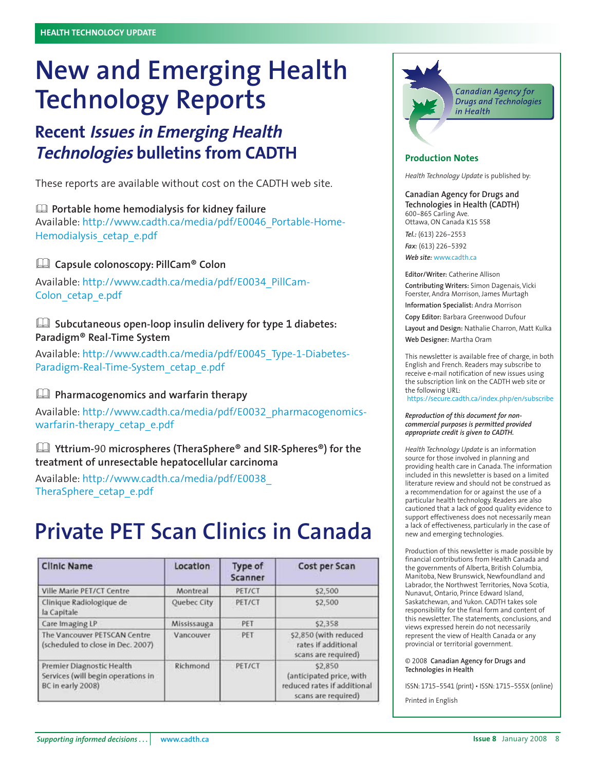# New and Emerging Health Technology Reports

## Recent *Issues in Emerging Health Technologies* bulletins from CADTH

These reports are available without cost on the CADTH web site.

📖 **Portable home hemodialysis for kidney failure**
Available: http://www.cadth.ca/media/pdf/E0046_Portable-Home-Hemodialysis_cetap_e.pdf

📖 **Capsule colonoscopy: PillCam® Colon**
Available: http://www.cadth.ca/media/pdf/E0034_PillCam-Colon_cetap_e.pdf

📖 **Subcutaneous open-loop insulin delivery for type 1 diabetes: Paradigm® Real-Time System**
Available: http://www.cadth.ca/media/pdf/E0045_Type-1-Diabetes-Paradigm-Real-Time-System_cetap_e.pdf

📖 **Pharmacogenomics and warfarin therapy**
Available: http://www.cadth.ca/media/pdf/E0032_pharmacogenomics-warfarin-therapy_cetap_e.pdf

📖 **Yttrium-90 microspheres (TheraSphere® and SIR-Spheres®) for the treatment of unresectable hepatocellular carcinoma**
Available: http://www.cadth.ca/media/pdf/E0038_TheraSphere_cetap_e.pdf

# Private PET Scan Clinics in Canada

| Clinic Name | Location | Type of Scanner | Cost per Scan |
|---|---|---|---|
| Ville Marie PET/CT Centre | Montreal | PET/CT | $2,500 |
| Clinique Radiologique de la Capitale | Quebec City | PET/CT | $2,500 |
| Care Imaging LP | Mississauga | PET | $2,358 |
| The Vancouver PETSCAN Centre (scheduled to close in Dec. 2007) | Vancouver | PET | $2,850 (with reduced rates if additional scans are required) |
| Premier Diagnostic Health Services (will begin operations in BC in early 2008) | Richmond | PET/CT | $2,850 (anticipated price, with reduced rates if additional scans are required) |

Canadian Agency for Drugs and Technologies in Health

## Production Notes

*Health Technology Update* is published by:

**Canadian Agency for Drugs and Technologies in Health (CADTH)**
600–865 Carling Ave.
Ottawa, ON Canada K1S 5S8

***Tel.:*** (613) 226–2553
***Fax:*** (613) 226–5392
***Web site:*** www.cadth.ca

**Editor/Writer:** Catherine Allison
**Contributing Writers:** Simon Dagenais, Vicki Foerster, Andra Morrison, James Murtagh
**Information Specialist:** Andra Morrison
**Copy Editor:** Barbara Greenwood Dufour
**Layout and Design:** Nathalie Charron, Matt Kulka
**Web Designer:** Martha Oram

This newsletter is available free of charge, in both English and French. Readers may subscribe to receive e-mail notification of new issues using the subscription link on the CADTH web site or the following URL:
https://secure.cadth.ca/index.php/en/subscribe

***Reproduction of this document for non-commercial purposes is permitted provided appropriate credit is given to CADTH.***

*Health Technology Update* is an information source for those involved in planning and providing health care in Canada. The information included in this newsletter is based on a limited literature review and should not be construed as a recommendation for or against the use of a particular health technology. Readers are also cautioned that a lack of good quality evidence to support effectiveness does not necessarily mean a lack of effectiveness, particularly in the case of new and emerging technologies.

Production of this newsletter is made possible by financial contributions from Health Canada and the governments of Alberta, British Columbia, Manitoba, New Brunswick, Newfoundland and Labrador, the Northwest Territories, Nova Scotia, Nunavut, Ontario, Prince Edward Island, Saskatchewan, and Yukon. CADTH takes sole responsibility for the final form and content of this newsletter. The statements, conclusions, and views expressed herein do not necessarily represent the view of Health Canada or any provincial or territorial government.

© 2008 **Canadian Agency for Drugs and Technologies in Health**

ISSN: 1715–5541 (print) • ISSN: 1715–555X (online)

Printed in English